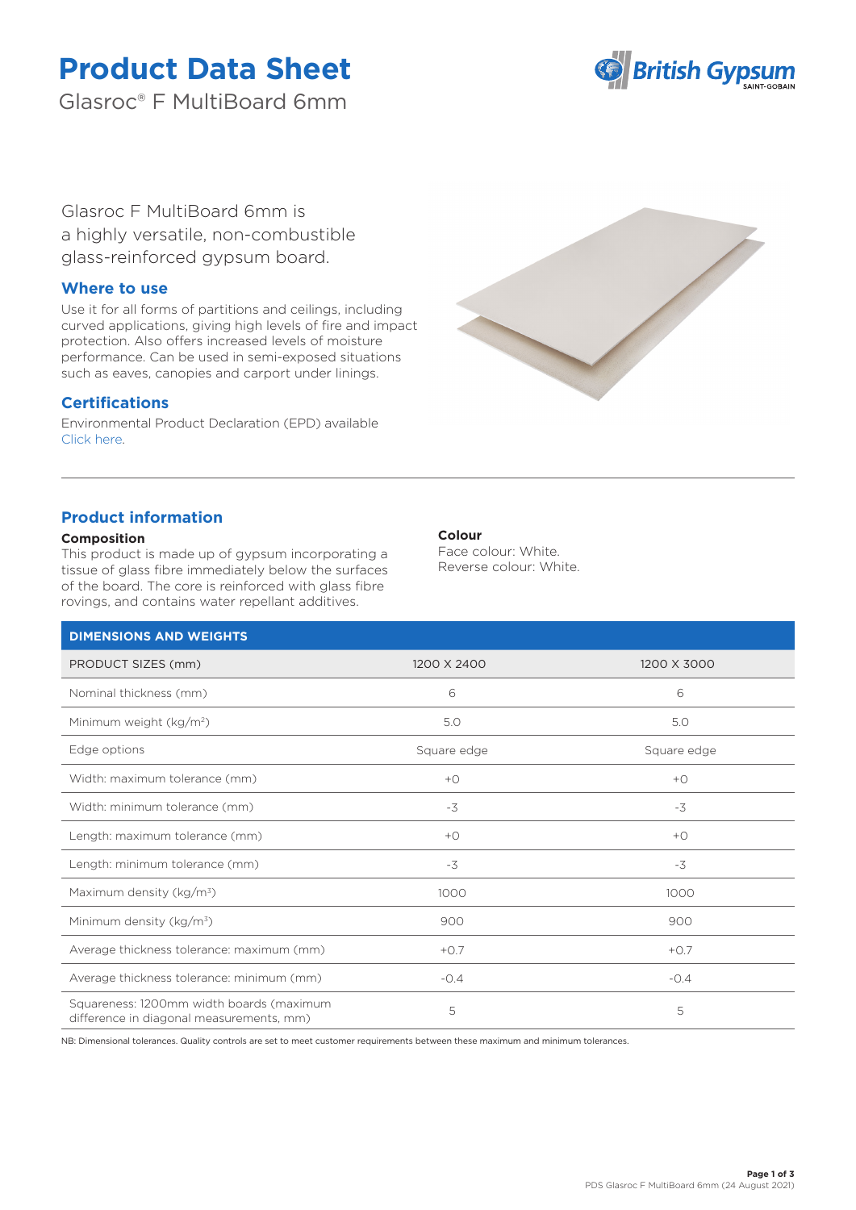# Product Data Sheet

Glasroc® F MultiBoard 6mm

Glasroc F MultiBoard 6mm is a highly versatile, non-combustible glass-reinforced gypsum board.

## Where to use

Use it for all forms of partitions and ceilings, including curved applications, giving high levels of fire and impact protection. Also offers increased levels of moisture performance. Can be used in semi-exposed situations such as eaves, canopies and carport under linings.

## Certifications

Environmental Product Declaration (EPD) available
Click here.

## Product information

### Composition

This product is made up of gypsum incorporating a tissue of glass fibre immediately below the surfaces of the board. The core is reinforced with glass fibre rovings, and contains water repellant additives.

### Colour

Face colour: White.
Reverse colour: White.

| DIMENSIONS AND WEIGHTS | | |
|---|---|---|
| PRODUCT SIZES (mm) | 1200 X 2400 | 1200 X 3000 |
| Nominal thickness (mm) | 6 | 6 |
| Minimum weight (kg/m$^2$) | 5.0 | 5.0 |
| Edge options | Square edge | Square edge |
| Width: maximum tolerance (mm) | +0 | +0 |
| Width: minimum tolerance (mm) | -3 | -3 |
| Length: maximum tolerance (mm) | +0 | +0 |
| Length: minimum tolerance (mm) | -3 | -3 |
| Maximum density (kg/m$^3$) | 1000 | 1000 |
| Minimum density (kg/m$^3$) | 900 | 900 |
| Average thickness tolerance: maximum (mm) | +0.7 | +0.7 |
| Average thickness tolerance: minimum (mm) | -0.4 | -0.4 |
| Squareness: 1200mm width boards (maximum difference in diagonal measurements, mm) | 5 | 5 |

NB: Dimensional tolerances. Quality controls are set to meet customer requirements between these maximum and minimum tolerances.

PDS Glasroc F MultiBoard 6mm (24 August 2021)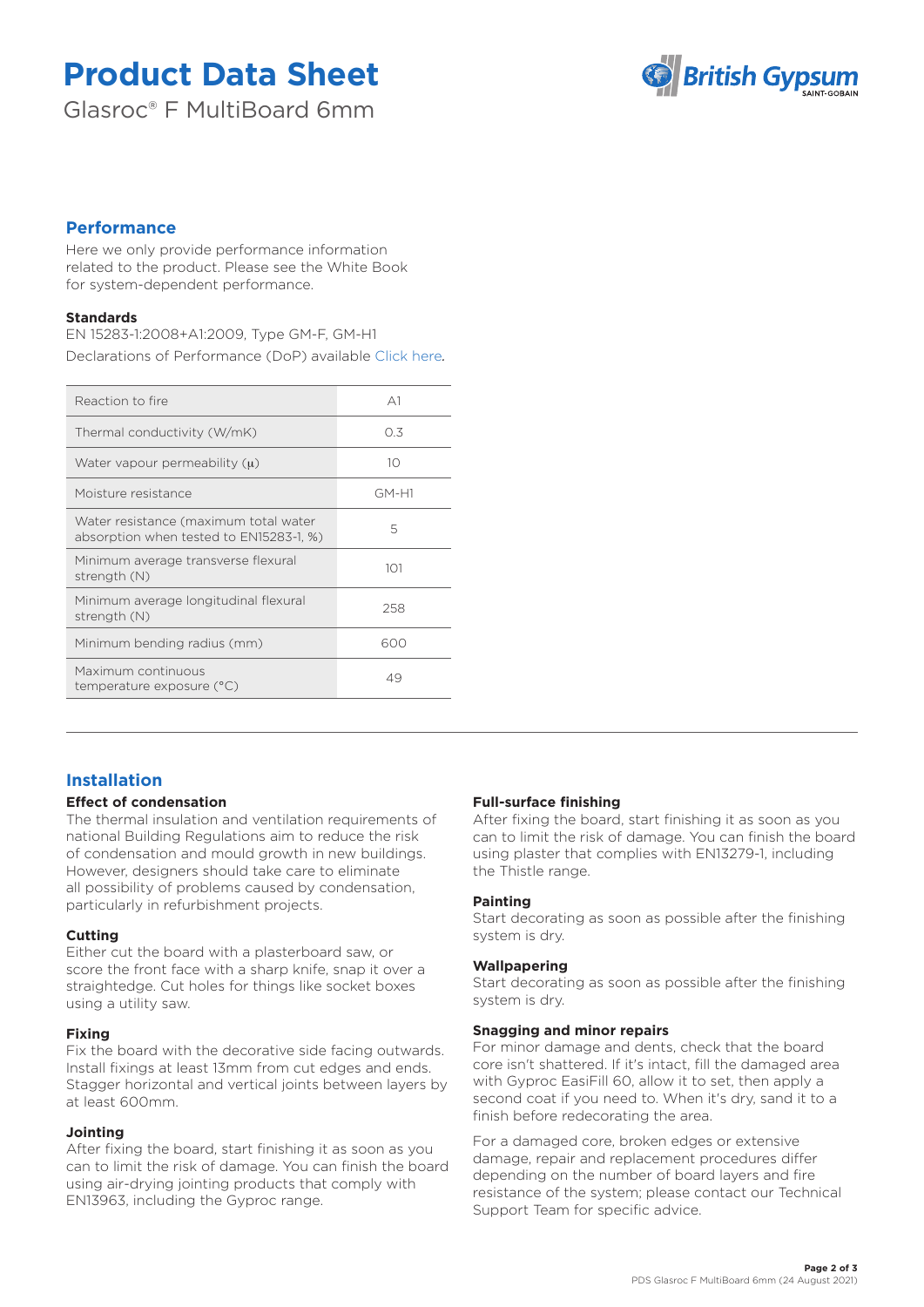# Product Data Sheet

Glasroc® F MultiBoard 6mm

## Performance

Here we only provide performance information related to the product. Please see the White Book for system-dependent performance.

### Standards

EN 15283-1:2008+A1:2009, Type GM-F, GM-H1

Declarations of Performance (DoP) available Click here.

| | |
|---|---|
| Reaction to fire | A1 |
| Thermal conductivity (W/mK) | 0.3 |
| Water vapour permeability (μ) | 10 |
| Moisture resistance | GM-H1 |
| Water resistance (maximum total water absorption when tested to EN15283-1, %) | 5 |
| Minimum average transverse flexural strength (N) | 101 |
| Minimum average longitudinal flexural strength (N) | 258 |
| Minimum bending radius (mm) | 600 |
| Maximum continuous temperature exposure (°C) | 49 |

## Installation

### Effect of condensation

The thermal insulation and ventilation requirements of national Building Regulations aim to reduce the risk of condensation and mould growth in new buildings. However, designers should take care to eliminate all possibility of problems caused by condensation, particularly in refurbishment projects.

### Cutting

Either cut the board with a plasterboard saw, or score the front face with a sharp knife, snap it over a straightedge. Cut holes for things like socket boxes using a utility saw.

### Fixing

Fix the board with the decorative side facing outwards. Install fixings at least 13mm from cut edges and ends. Stagger horizontal and vertical joints between layers by at least 600mm.

### Jointing

After fixing the board, start finishing it as soon as you can to limit the risk of damage. You can finish the board using air-drying jointing products that comply with EN13963, including the Gyproc range.

### Full-surface finishing

After fixing the board, start finishing it as soon as you can to limit the risk of damage. You can finish the board using plaster that complies with EN13279-1, including the Thistle range.

### Painting

Start decorating as soon as possible after the finishing system is dry.

### Wallpapering

Start decorating as soon as possible after the finishing system is dry.

### Snagging and minor repairs

For minor damage and dents, check that the board core isn't shattered. If it's intact, fill the damaged area with Gyproc EasiFill 60, allow it to set, then apply a second coat if you need to. When it's dry, sand it to a finish before redecorating the area.

For a damaged core, broken edges or extensive damage, repair and replacement procedures differ depending on the number of board layers and fire resistance of the system; please contact our Technical Support Team for specific advice.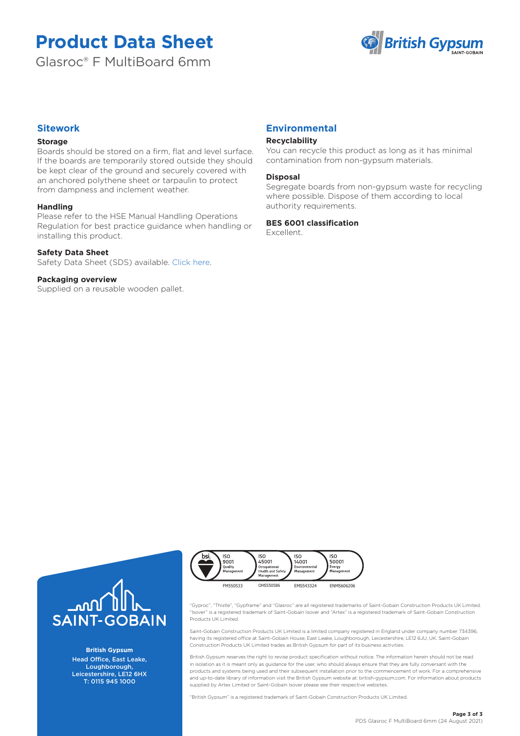# Product Data Sheet

Glasroc® F MultiBoard 6mm

## Sitework

### Storage

Boards should be stored on a firm, flat and level surface. If the boards are temporarily stored outside they should be kept clear of the ground and securely covered with an anchored polythene sheet or tarpaulin to protect from dampness and inclement weather.

### Handling

Please refer to the HSE Manual Handling Operations Regulation for best practice guidance when handling or installing this product.

### Safety Data Sheet

Safety Data Sheet (SDS) available. Click here.

### Packaging overview

Supplied on a reusable wooden pallet.

## Environmental

### Recyclability

You can recycle this product as long as it has minimal contamination from non-gypsum materials.

### Disposal

Segregate boards from non-gypsum waste for recycling where possible. Dispose of them according to local authority requirements.

### BES 6001 classification

Excellent.

ISO 9001 Quality Management FM550533
ISO 45001 Occupational Health and Safety Management OHS550586
ISO 14001 Environmental Management EMS543324
ISO 50001 Energy Management ENMS606206

**British Gypsum**
Head Office, East Leake, Loughborough, Leicestershire, LE12 6HX
T: 0115 945 1000

"Gyproc", "Thistle", "Gypframe" and "Glasroc" are all registered trademarks of Saint-Gobain Construction Products UK Limited. "Isover" is a registered trademark of Saint-Gobain Isover and "Artex" is a registered trademark of Saint-Gobain Construction Products UK Limited.

Saint-Gobain Construction Products UK Limited is a limited company registered in England under company number 734396, having its registered office at Saint-Gobain House, East Leake, Loughborough, Leicestershire, LE12 6JU, UK. Saint-Gobain Construction Products UK Limited trades as British Gypsum for part of its business activities.

British Gypsum reserves the right to revise product specification without notice. The information herein should not be read in isolation as it is meant only as guidance for the user, who should always ensure that they are fully conversant with the products and systems being used and their subsequent installation prior to the commencement of work. For a comprehensive and up-to-date library of information visit the British Gypsum website at: british-gypsum.com. For information about products supplied by Artex Limited or Saint-Gobain Isover please see their respective websites.

"British Gypsum" is a registered trademark of Saint-Gobain Construction Products UK Limited.

PDS Glasroc F MultiBoard 6mm (24 August 2021)